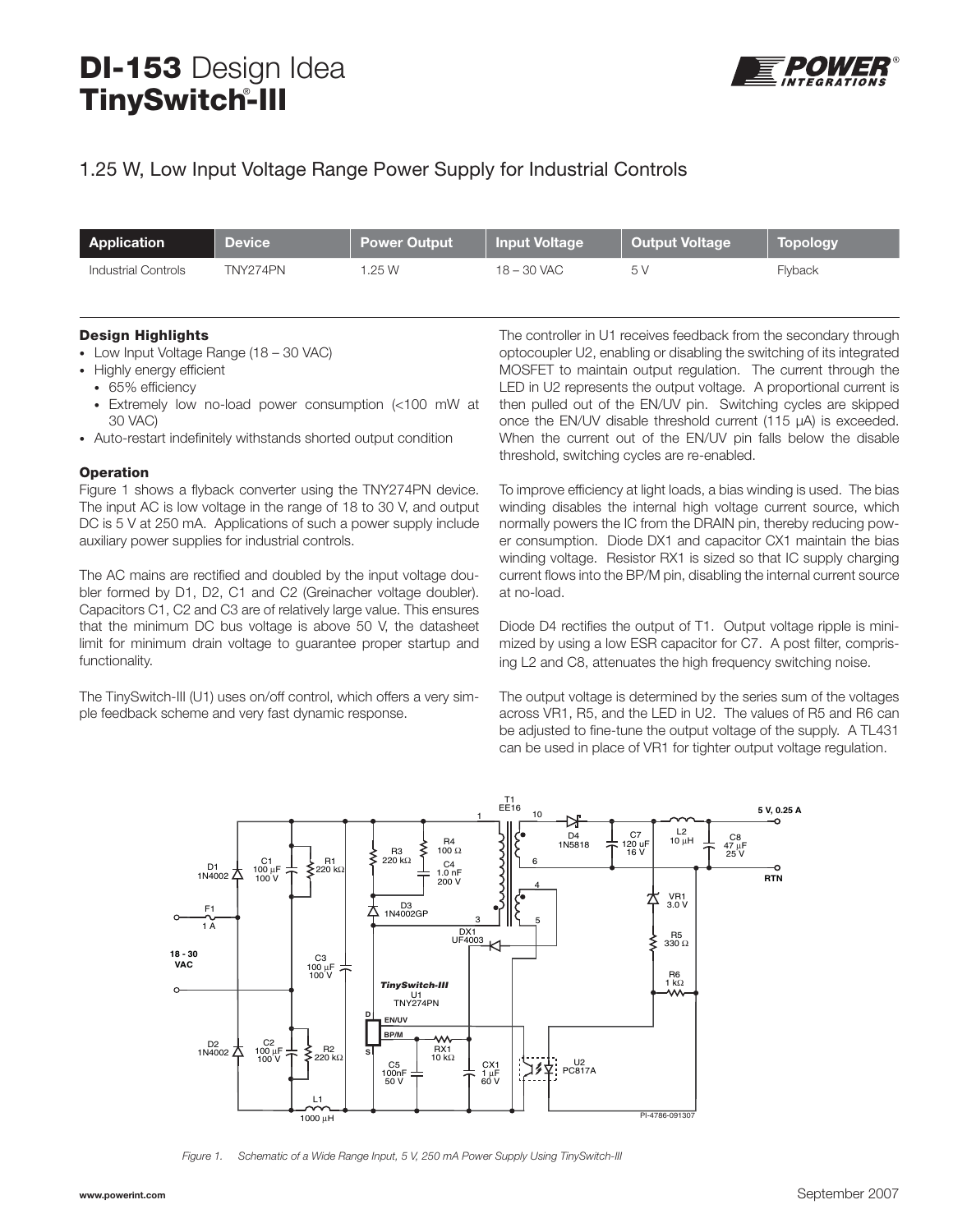# DI-153 Design Idea
# TinySwitch®-III

## 1.25 W, Low Input Voltage Range Power Supply for Industrial Controls

| Application | Device | Power Output | Input Voltage | Output Voltage | Topology |
|---|---|---|---|---|---|
| Industrial Controls | TNY274PN | 1.25 W | 18 – 30 VAC | 5 V | Flyback |

### Design Highlights

- Low Input Voltage Range (18 – 30 VAC)
- Highly energy efficient
  - 65% efficiency
  - Extremely low no-load power consumption (<100 mW at 30 VAC)
- Auto-restart indefinitely withstands shorted output condition

### Operation

Figure 1 shows a flyback converter using the TNY274PN device. The input AC is low voltage in the range of 18 to 30 V, and output DC is 5 V at 250 mA. Applications of such a power supply include auxiliary power supplies for industrial controls.

The AC mains are rectified and doubled by the input voltage doubler formed by D1, D2, C1 and C2 (Greinacher voltage doubler). Capacitors C1, C2 and C3 are of relatively large value. This ensures that the minimum DC bus voltage is above 50 V, the datasheet limit for minimum drain voltage to guarantee proper startup and functionality.

The TinySwitch-III (U1) uses on/off control, which offers a very simple feedback scheme and very fast dynamic response.

The controller in U1 receives feedback from the secondary through optocoupler U2, enabling or disabling the switching of its integrated MOSFET to maintain output regulation. The current through the LED in U2 represents the output voltage. A proportional current is then pulled out of the EN/UV pin. Switching cycles are skipped once the EN/UV disable threshold current (115 μA) is exceeded. When the current out of the EN/UV pin falls below the disable threshold, switching cycles are re-enabled.

To improve efficiency at light loads, a bias winding is used. The bias winding disables the internal high voltage current source, which normally powers the IC from the DRAIN pin, thereby reducing power consumption. Diode DX1 and capacitor CX1 maintain the bias winding voltage. Resistor RX1 is sized so that IC supply charging current flows into the BP/M pin, disabling the internal current source at no-load.

Diode D4 rectifies the output of T1. Output voltage ripple is minimized by using a low ESR capacitor for C7. A post filter, comprising L2 and C8, attenuates the high frequency switching noise.

The output voltage is determined by the series sum of the voltages across VR1, R5, and the LED in U2. The values of R5 and R6 can be adjusted to fine-tune the output voltage of the supply. A TL431 can be used in place of VR1 for tighter output voltage regulation.

*Figure 1. Schematic of a Wide Range Input, 5 V, 250 mA Power Supply Using TinySwitch-III*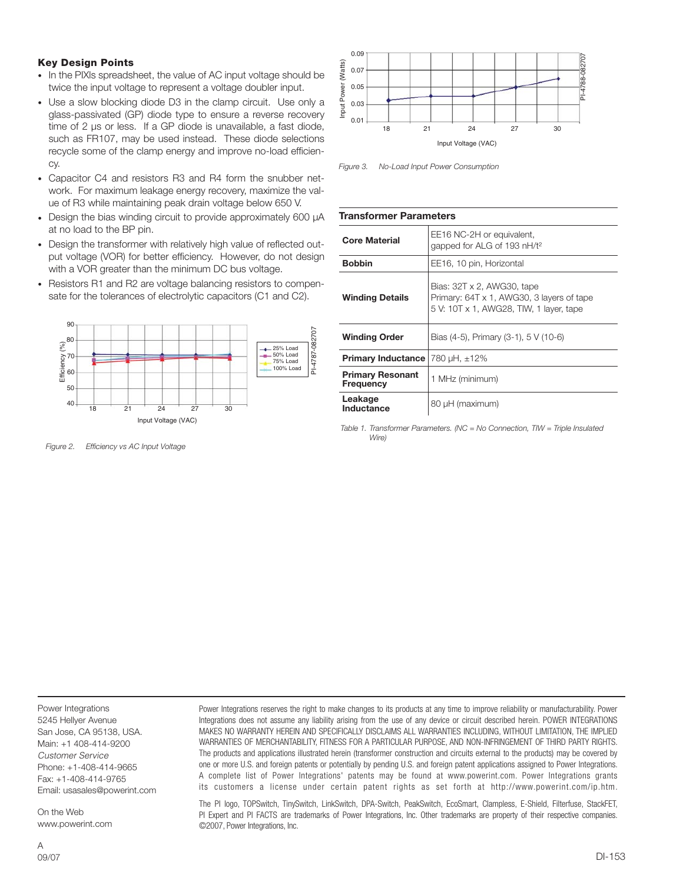## Key Design Points

- In the PIXls spreadsheet, the value of AC input voltage should be twice the input voltage to represent a voltage doubler input.
- Use a slow blocking diode D3 in the clamp circuit. Use only a glass-passivated (GP) diode type to ensure a reverse recovery time of 2 µs or less. If a GP diode is unavailable, a fast diode, such as FR107, may be used instead. These diode selections recycle some of the clamp energy and improve no-load efficiency.
- Capacitor C4 and resistors R3 and R4 form the snubber network. For maximum leakage energy recovery, maximize the value of R3 while maintaining peak drain voltage below 650 V.
- Design the bias winding circuit to provide approximately 600 µA at no load to the BP pin.
- Design the transformer with relatively high value of reflected output voltage (VOR) for better efficiency. However, do not design with a VOR greater than the minimum DC bus voltage.
- Resistors R1 and R2 are voltage balancing resistors to compensate for the tolerances of electrolytic capacitors (C1 and C2).

Efficiency (%)
90
80
70
60
50
40
18 21 24 27 30
Input Voltage (VAC)
25% Load
50% Load
75% Load
100% Load
PI-4787-082707

Figure 2. Efficiency vs AC Input Voltage

Input Power (Watts)
0.09
0.07
0.05
0.03
0.01
18 21 24 27 30
Input Voltage (VAC)
PI-4788-082707

Figure 3. No-Load Input Power Consumption

| Transformer Parameters | |
|---|---|
| **Core Material** | EE16 NC-2H or equivalent, gapped for ALG of 193 nH/t² |
| **Bobbin** | EE16, 10 pin, Horizontal |
| **Winding Details** | Bias: 32T x 2, AWG30, tape<br>Primary: 64T x 1, AWG30, 3 layers of tape<br>5 V: 10T x 1, AWG28, TIW, 1 layer, tape |
| **Winding Order** | Bias (4-5), Primary (3-1), 5 V (10-6) |
| **Primary Inductance** | 780 µH, ±12% |
| **Primary Resonant Frequency** | 1 MHz (minimum) |
| **Leakage Inductance** | 80 µH (maximum) |

*Table 1. Transformer Parameters. (NC = No Connection, TIW = Triple Insulated Wire)*

Power Integrations
5245 Hellyer Avenue
San Jose, CA 95138, USA.
Main: +1 408-414-9200
*Customer Service*
Phone: +1-408-414-9665
Fax: +1-408-414-9765
Email: usasales@powerint.com

On the Web
www.powerint.com

Power Integrations reserves the right to make changes to its products at any time to improve reliability or manufacturability. Power Integrations does not assume any liability arising from the use of any device or circuit described herein. POWER INTEGRATIONS MAKES NO WARRANTY HEREIN AND SPECIFICALLY DISCLAIMS ALL WARRANTIES INCLUDING, WITHOUT LIMITATION, THE IMPLIED WARRANTIES OF MERCHANTABILITY, FITNESS FOR A PARTICULAR PURPOSE, AND NON-INFRINGEMENT OF THIRD PARTY RIGHTS. The products and applications illustrated herein (transformer construction and circuits external to the products) may be covered by one or more U.S. and foreign patents or potentially by pending U.S. and foreign patent applications assigned to Power Integrations. A complete list of Power Integrations' patents may be found at www.powerint.com. Power Integrations grants its customers a license under certain patent rights as set forth at http://www.powerint.com/ip.htm.

The PI logo, TOPSwitch, TinySwitch, LinkSwitch, DPA-Switch, PeakSwitch, EcoSmart, Clampless, E-Shield, Filterfuse, StackFET, PI Expert and PI FACTS are trademarks of Power Integrations, Inc. Other trademarks are property of their respective companies. ©2007, Power Integrations, Inc.

A
09/07

DI-153